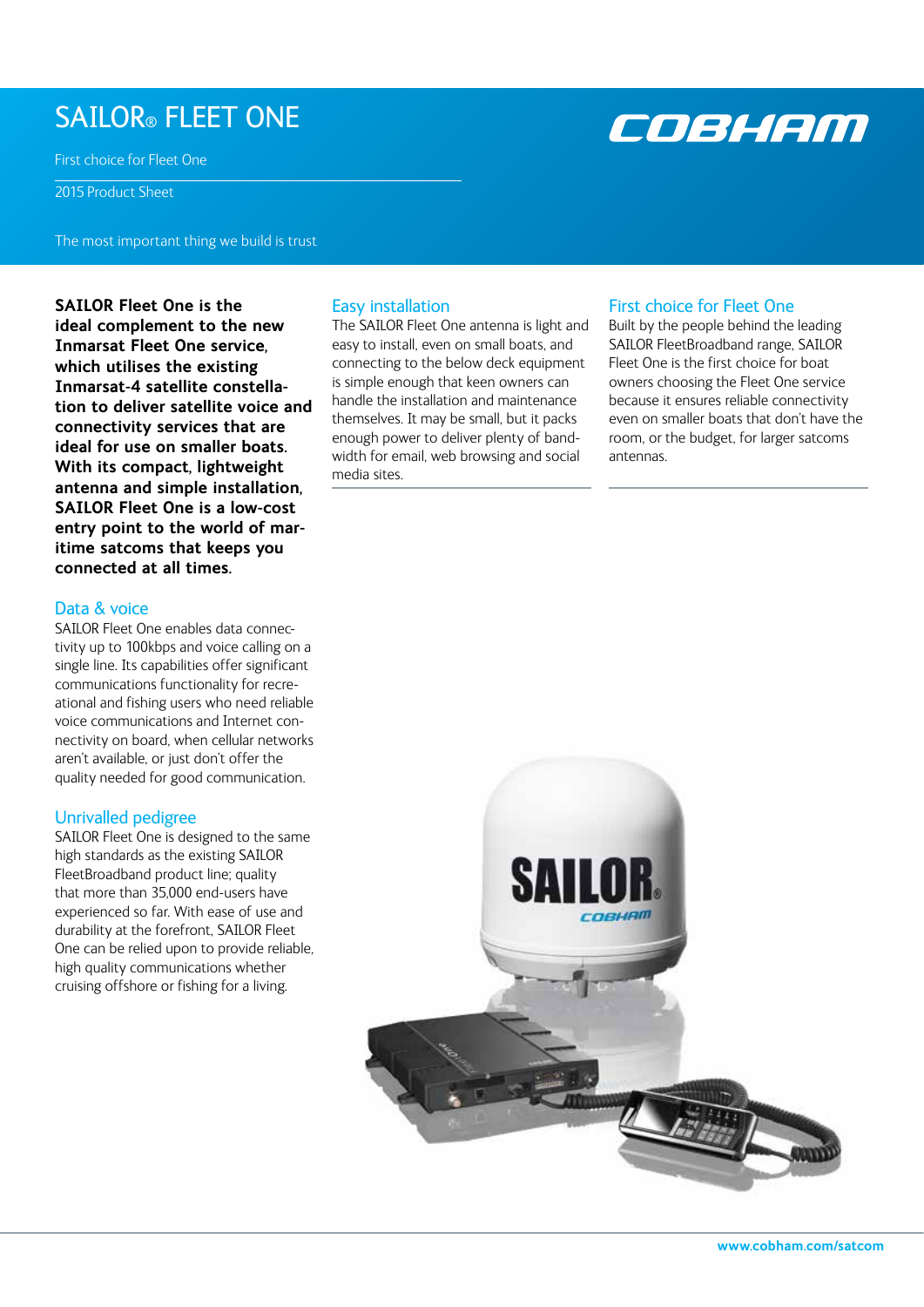# SAILOR® FLEET ONE

First choice for Fleet One

2015 Product Sheet

The most important thing we build is trust

**SAILOR Fleet One is the ideal complement to the new Inmarsat Fleet One service, which utilises the existing Inmarsat-4 satellite constellation to deliver satellite voice and connectivity services that are ideal for use on smaller boats. With its compact, lightweight antenna and simple installation, SAILOR Fleet One is a low-cost entry point to the world of maritime satcoms that keeps you connected at all times.**

## Data & voice

SAILOR Fleet One enables data connectivity up to 100kbps and voice calling on a single line. Its capabilities offer significant communications functionality for recreational and fishing users who need reliable voice communications and Internet connectivity on board, when cellular networks aren't available, or just don't offer the quality needed for good communication.

## Unrivalled pedigree

SAILOR Fleet One is designed to the same high standards as the existing SAILOR FleetBroadband product line; quality that more than 35,000 end-users have experienced so far. With ease of use and durability at the forefront, SAILOR Fleet One can be relied upon to provide reliable, high quality communications whether cruising offshore or fishing for a living.

## Easy installation

The SAILOR Fleet One antenna is light and easy to install, even on small boats, and connecting to the below deck equipment is simple enough that keen owners can handle the installation and maintenance themselves. It may be small, but it packs enough power to deliver plenty of bandwidth for email, web browsing and social media sites.

## First choice for Fleet One

Built by the people behind the leading SAILOR FleetBroadband range, SAILOR Fleet One is the first choice for boat owners choosing the Fleet One service because it ensures reliable connectivity even on smaller boats that don't have the room, or the budget, for larger satcoms antennas.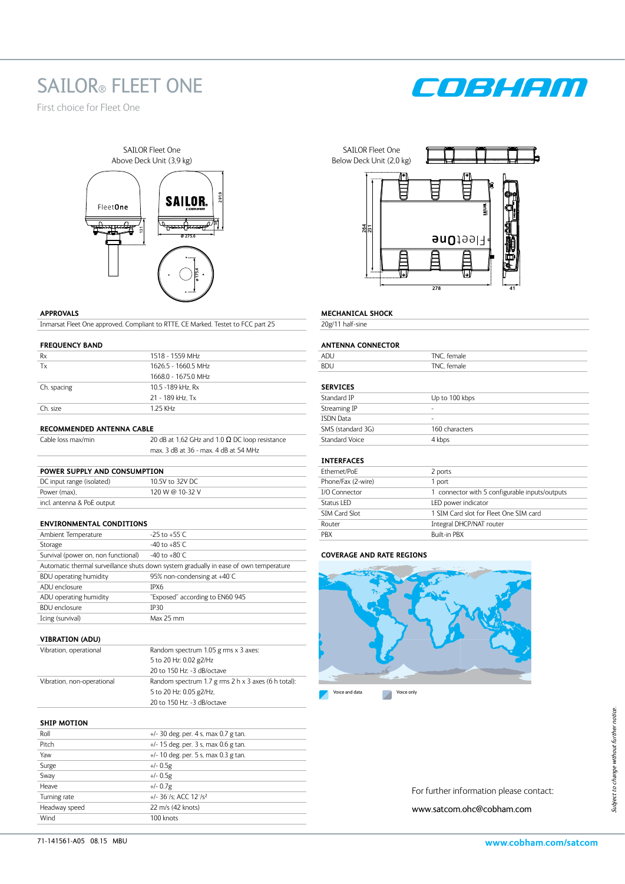# SAILOR® FLEET ONE

First choice for Fleet One

SAILOR Fleet One
Above Deck Unit (3,9 kg)

FleetOne

SAILOR

Ø 275.6

291.9

131

Ø 175.6

SAILOR Fleet One
Below Deck Unit (2,0 kg)

FleetOne

264

231

278

41

## APPROVALS

Inmarsat Fleet One approved. Compliant to RTTE, CE Marked. Testet to FCC part 25

## FREQUENCY BAND

| | |
|---|---|
| Rx | 1518 - 1559 MHz |
| Tx | 1626.5 - 1660.5 MHz |
| | 1668.0 - 1675.0 MHz |
| Ch. spacing | 10.5 -189 kHz, Rx |
| | 21 - 189 kHz, Tx |
| Ch. size | 1.25 KHz |

## RECOMMENDED ANTENNA CABLE

| | |
|---|---|
| Cable loss max/min | 20 dB at 1,62 GHz and 1.0 Ω DC loop resistance |
| | max. 3 dB at 36 - max. 4 dB at 54 MHz |

## POWER SUPPLY AND CONSUMPTION

| | |
|---|---|
| DC input range (isolated) | 10.5V to 32V DC |
| Power (max), | 120 W @ 10-32 V |
| incl. antenna & PoE output | |

## ENVIRONMENTAL CONDITIONS

| | |
|---|---|
| Ambient Temperature | -25 to +55°C |
| Storage | -40 to +85°C |
| Survival (power on, non functional) | -40 to +80°C |
| Automatic thermal surveillance shuts down system gradually in ease of own temperature | |
| BDU operating humidity | 95% non-condensing at +40°C |
| ADU enclosure | IPX6 |
| ADU operating humidity | "Exposed" according to EN60 945 |
| BDU enclosure | IP30 |
| Icing (survival) | Max 25 mm |

## VIBRATION (ADU)

| | |
|---|---|
| Vibration, operational | Random spectrum 1.05 g rms x 3 axes: |
| | 5 to 20 Hz: 0.02 g2/Hz |
| | 20 to 150 Hz: -3 dB/octave |
| Vibration, non-operational | Random spectrum 1.7 g rms 2 h x 3 axes (6 h total): |
| | 5 to 20 Hz: 0.05 g2/Hz, |
| | 20 to 150 Hz: -3 dB/octave |

## SHIP MOTION

| | |
|---|---|
| Roll | +/- 30 deg. per. 4 s, max 0.7 g tan. |
| Pitch | +/- 15 deg. per. 3 s, max 0.6 g tan. |
| Yaw | +/- 10 deg. per. 5 s, max 0.3 g tan. |
| Surge | +/- 0.5g |
| Sway | +/- 0.5g |
| Heave | +/- 0.7g |
| Turning rate | +/- 36°/s; ACC 12°/s² |
| Headway speed | 22 m/s (42 knots) |
| Wind | 100 knots |

## MECHANICAL SHOCK

20g/11 half-sine

## ANTENNA CONNECTOR

| | |
|---|---|
| ADU | TNC, female |
| BDU | TNC, female |

## SERVICES

| | |
|---|---|
| Standard IP | Up to 100 kbps |
| Streaming IP | - |
| ISDN Data | - |
| SMS (standard 3G) | 160 characters |
| Standard Voice | 4 kbps |

## INTERFACES

| | |
|---|---|
| Ethernet/PoE | 2 ports |
| Phone/Fax (2-wire) | 1 port |
| I/O Connector | 1 connector with 5 configurable inputs/outputs |
| Status LED | LED power indicator |
| SIM Card Slot | 1 SIM Card slot for Fleet One SIM card |
| Router | Integral DHCP/NAT router |
| PBX | Built-in PBX |

## COVERAGE AND RATE REGIONS

Voice and data

Voice only

For further information please contact:

www.satcom.ohc@cobham.com

*Subject to change without further notice.*

71-141561-A05 08.15 MBU

www.cobham.com/satcom